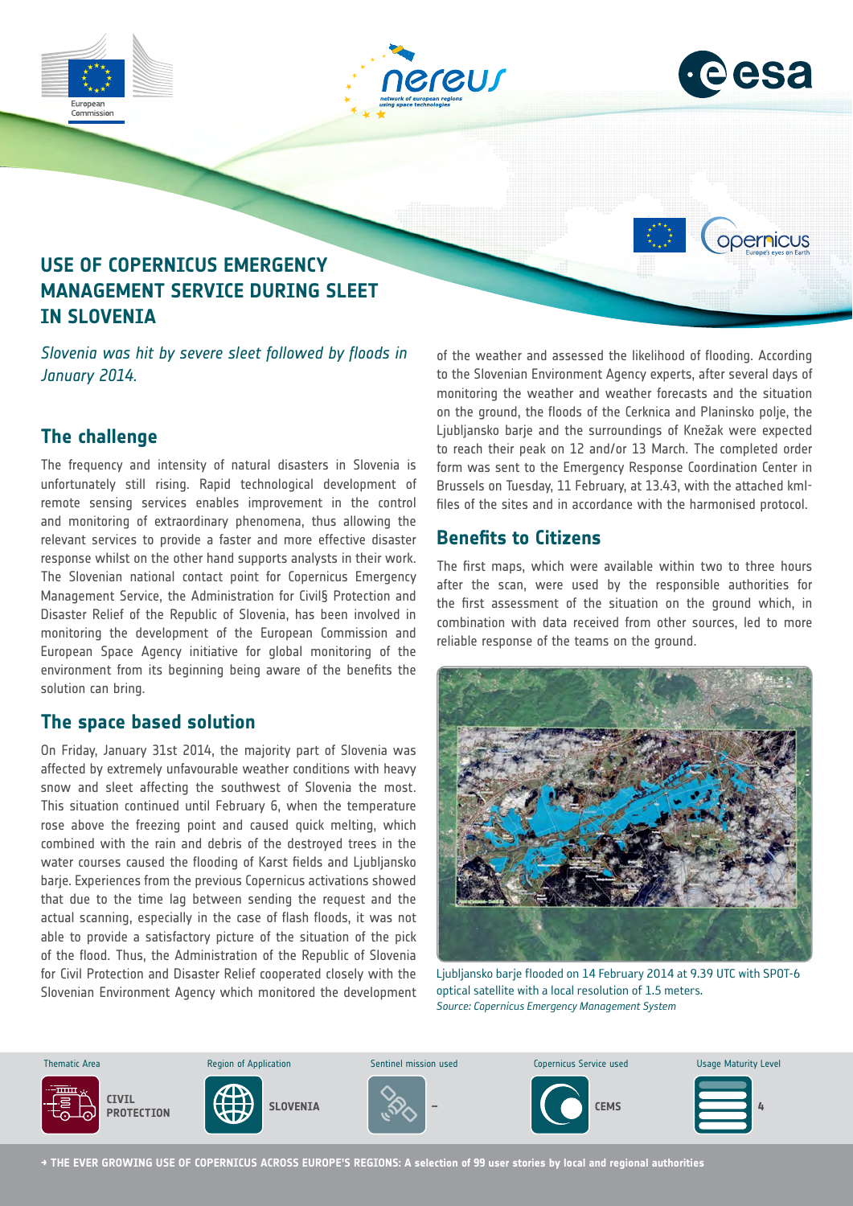# USE OF COPERNICUS EMERGENCY MANAGEMENT SERVICE DURING SLEET IN SLOVENIA

*Slovenia was hit by severe sleet followed by floods in January 2014.*

## The challenge

The frequency and intensity of natural disasters in Slovenia is unfortunately still rising. Rapid technological development of remote sensing services enables improvement in the control and monitoring of extraordinary phenomena, thus allowing the relevant services to provide a faster and more effective disaster response whilst on the other hand supports analysts in their work. The Slovenian national contact point for Copernicus Emergency Management Service, the Administration for Civil§ Protection and Disaster Relief of the Republic of Slovenia, has been involved in monitoring the development of the European Commission and European Space Agency initiative for global monitoring of the environment from its beginning being aware of the benefits the solution can bring.

## The space based solution

On Friday, January 31st 2014, the majority part of Slovenia was affected by extremely unfavourable weather conditions with heavy snow and sleet affecting the southwest of Slovenia the most. This situation continued until February 6, when the temperature rose above the freezing point and caused quick melting, which combined with the rain and debris of the destroyed trees in the water courses caused the flooding of Karst fields and Ljubljansko barje. Experiences from the previous Copernicus activations showed that due to the time lag between sending the request and the actual scanning, especially in the case of flash floods, it was not able to provide a satisfactory picture of the situation of the pick of the flood. Thus, the Administration of the Republic of Slovenia for Civil Protection and Disaster Relief cooperated closely with the Slovenian Environment Agency which monitored the development of the weather and assessed the likelihood of flooding. According to the Slovenian Environment Agency experts, after several days of monitoring the weather and weather forecasts and the situation on the ground, the floods of the Cerknica and Planinsko polje, the Ljubljansko barje and the surroundings of Knežak were expected to reach their peak on 12 and/or 13 March. The completed order form was sent to the Emergency Response Coordination Center in Brussels on Tuesday, 11 February, at 13.43, with the attached kml-files of the sites and in accordance with the harmonised protocol.

## Benefits to Citizens

The first maps, which were available within two to three hours after the scan, were used by the responsible authorities for the first assessment of the situation on the ground which, in combination with data received from other sources, led to more reliable response of the teams on the ground.

Ljubljansko barje flooded on 14 February 2014 at 9.39 UTC with SPOT-6 optical satellite with a local resolution of 1.5 meters.
*Source: Copernicus Emergency Management System*

| Thematic Area | Region of Application | Sentinel mission used | Copernicus Service used | Usage Maturity Level |
|---|---|---|---|---|
| CIVIL PROTECTION | SLOVENIA | – | CEMS | 4 |

→ **THE EVER GROWING USE OF COPERNICUS ACROSS EUROPE'S REGIONS: A selection of 99 user stories by local and regional authorities**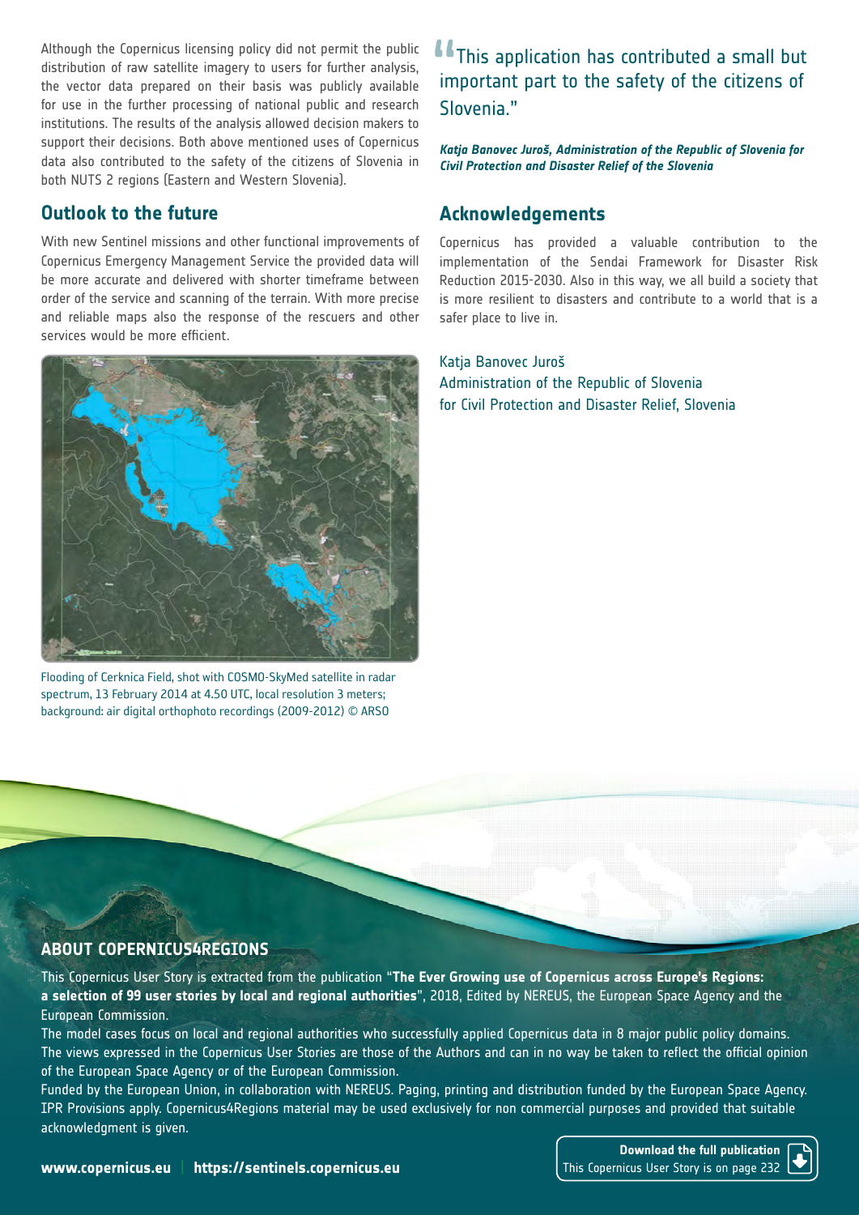Although the Copernicus licensing policy did not permit the public distribution of raw satellite imagery to users for further analysis, the vector data prepared on their basis was publicly available for use in the further processing of national public and research institutions. The results of the analysis allowed decision makers to support their decisions. Both above mentioned uses of Copernicus data also contributed to the safety of the citizens of Slovenia in both NUTS 2 regions (Eastern and Western Slovenia).

## Outlook to the future

With new Sentinel missions and other functional improvements of Copernicus Emergency Management Service the provided data will be more accurate and delivered with shorter timeframe between order of the service and scanning of the terrain. With more precise and reliable maps also the response of the rescuers and other services would be more efficient.

Flooding of Cerknica Field, shot with COSMO-SkyMed satellite in radar spectrum, 13 February 2014 at 4.50 UTC, local resolution 3 meters; background: air digital orthophoto recordings (2009-2012) © ARSO

"This application has contributed a small but important part to the safety of the citizens of Slovenia."

***Katja Banovec Juroš, Administration of the Republic of Slovenia for Civil Protection and Disaster Relief of the Slovenia***

## Acknowledgements

Copernicus has provided a valuable contribution to the implementation of the Sendai Framework for Disaster Risk Reduction 2015-2030. Also in this way, we all build a society that is more resilient to disasters and contribute to a world that is a safer place to live in.

Katja Banovec Juroš
Administration of the Republic of Slovenia
for Civil Protection and Disaster Relief, Slovenia

## ABOUT COPERNICUS4REGIONS

This Copernicus User Story is extracted from the publication "**The Ever Growing use of Copernicus across Europe's Regions: a selection of 99 user stories by local and regional authorities**", 2018, Edited by NEREUS, the European Space Agency and the European Commission.

The model cases focus on local and regional authorities who successfully applied Copernicus data in 8 major public policy domains. The views expressed in the Copernicus User Stories are those of the Authors and can in no way be taken to reflect the official opinion of the European Space Agency or of the European Commission.

Funded by the European Union, in collaboration with NEREUS. Paging, printing and distribution funded by the European Space Agency. IPR Provisions apply. Copernicus4Regions material may be used exclusively for non commercial purposes and provided that suitable acknowledgment is given.

**www.copernicus.eu** | **https://sentinels.copernicus.eu**

**Download the full publication**
This Copernicus User Story is on page 232